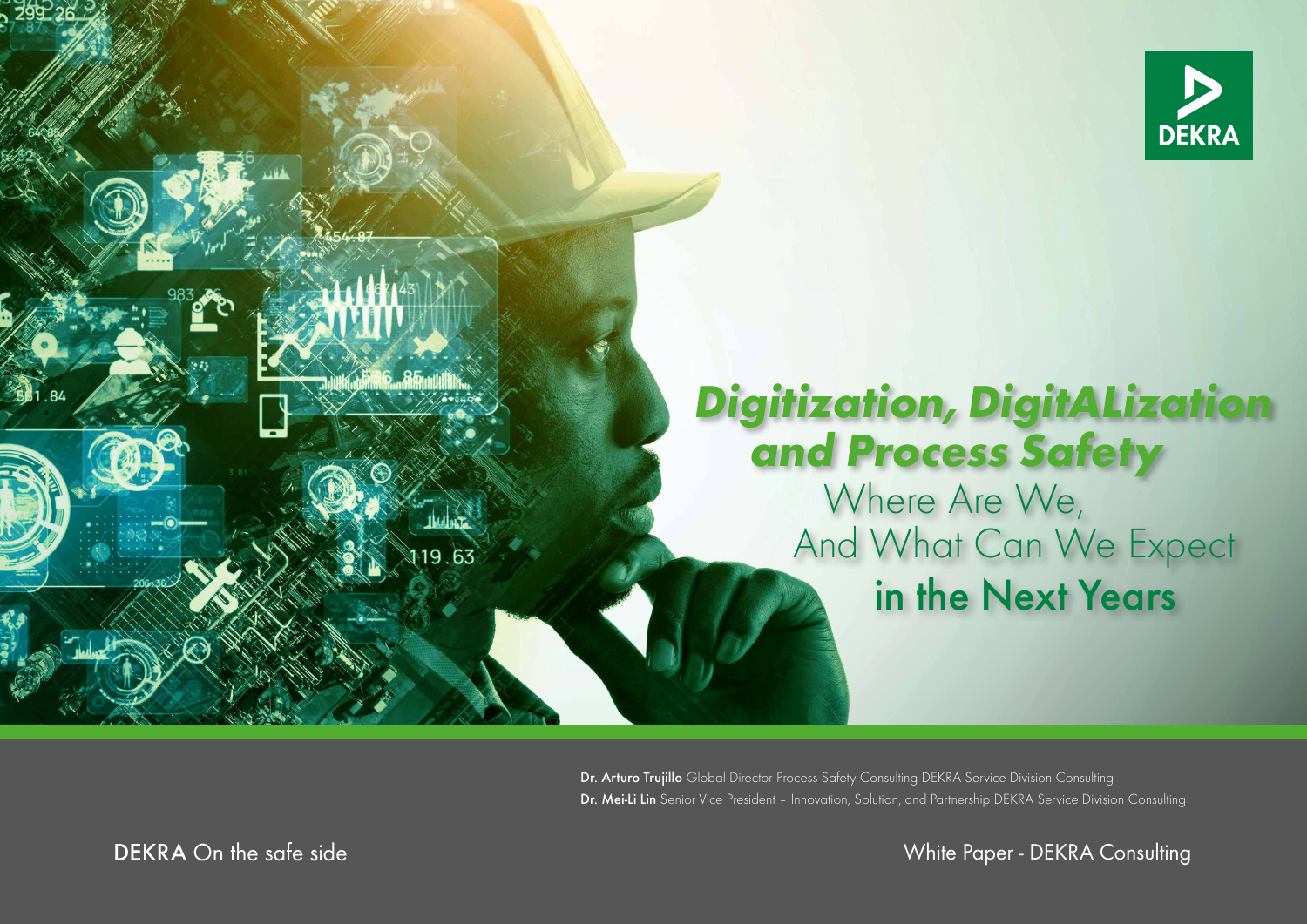# Digitization, DigitALization and Process Safety

## Where Are We, And What Can We Expect in the Next Years

**Dr. Arturo Trujillo** Global Director Process Safety Consulting DEKRA Service Division Consulting

**Dr. Mei-Li Lin** Senior Vice President – Innovation, Solution, and Partnership DEKRA Service Division Consulting

**DEKRA** On the safe side

White Paper - DEKRA Consulting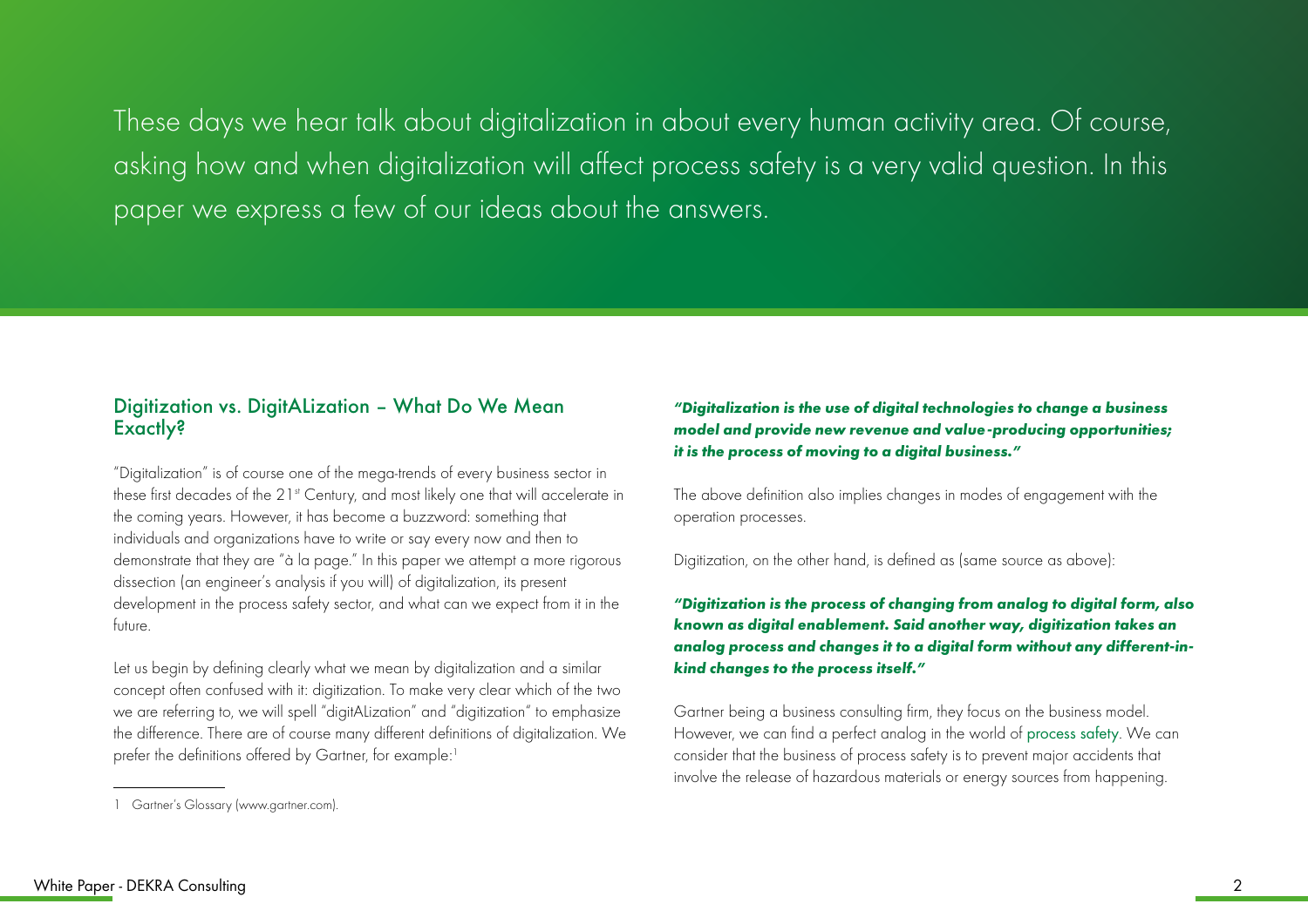These days we hear talk about digitalization in about every human activity area. Of course, asking how and when digitalization will affect process safety is a very valid question. In this paper we express a few of our ideas about the answers.

## Digitization vs. DigitALization – What Do We Mean Exactly?

"Digitalization" is of course one of the mega-trends of every business sector in these first decades of the 21st Century, and most likely one that will accelerate in the coming years. However, it has become a buzzword: something that individuals and organizations have to write or say every now and then to demonstrate that they are "à la page." In this paper we attempt a more rigorous dissection (an engineer's analysis if you will) of digitalization, its present development in the process safety sector, and what can we expect from it in the future.

Let us begin by defining clearly what we mean by digitalization and a similar concept often confused with it: digitization. To make very clear which of the two we are referring to, we will spell "digitALization" and "digitization" to emphasize the difference. There are of course many different definitions of digitalization. We prefer the definitions offered by Gartner, for example:[1]

***"Digitalization is the use of digital technologies to change a business model and provide new revenue and value-producing opportunities; it is the process of moving to a digital business."***

The above definition also implies changes in modes of engagement with the operation processes.

Digitization, on the other hand, is defined as (same source as above):

***"Digitization is the process of changing from analog to digital form, also known as digital enablement. Said another way, digitization takes an analog process and changes it to a digital form without any different-in-kind changes to the process itself."***

Gartner being a business consulting firm, they focus on the business model. However, we can find a perfect analog in the world of process safety. We can consider that the business of process safety is to prevent major accidents that involve the release of hazardous materials or energy sources from happening.

---

1 Gartner's Glossary (www.gartner.com).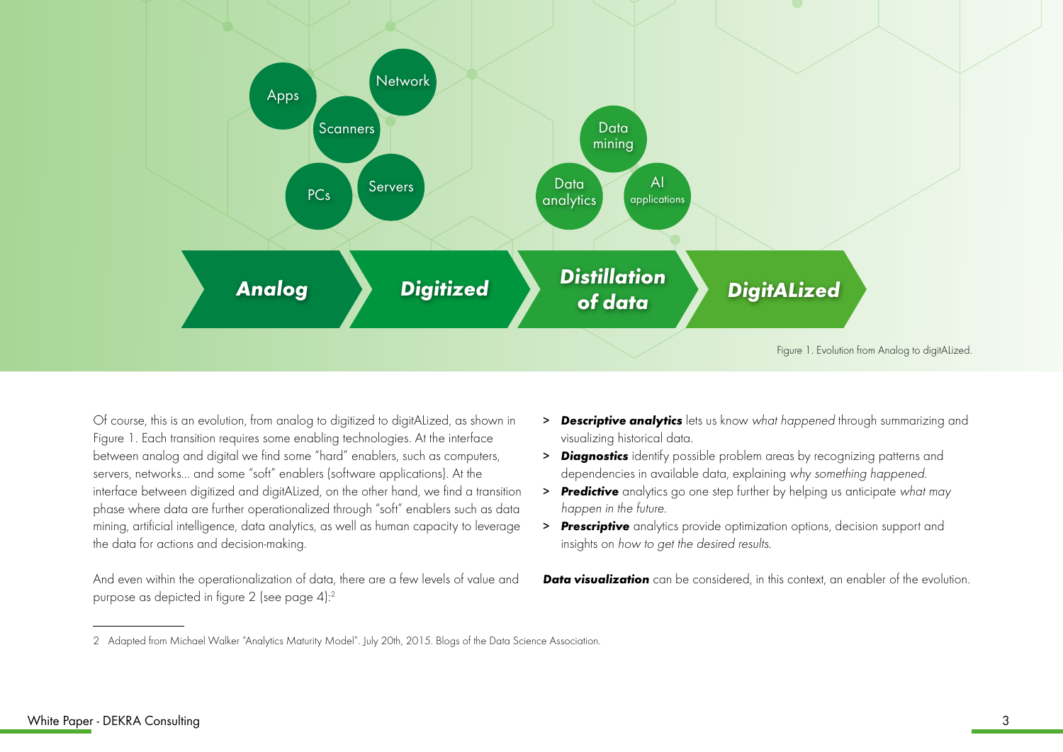Figure 1. Evolution from Analog to digitALized.

Of course, this is an evolution, from analog to digitized to digitALized, as shown in Figure 1. Each transition requires some enabling technologies. At the interface between analog and digital we find some "hard" enablers, such as computers, servers, networks... and some "soft" enablers (software applications). At the interface between digitized and digitALized, on the other hand, we find a transition phase where data are further operationalized through "soft" enablers such as data mining, artificial intelligence, data analytics, as well as human capacity to leverage the data for actions and decision-making.

And even within the operationalization of data, there are a few levels of value and purpose as depicted in figure 2 (see page 4):[2]

- ***Descriptive analytics*** lets us know *what happened* through summarizing and visualizing historical data.
- ***Diagnostics*** identify possible problem areas by recognizing patterns and dependencies in available data, explaining *why something happened.*
- ***Predictive*** analytics go one step further by helping us anticipate *what may happen in the future.*
- ***Prescriptive*** analytics provide optimization options, decision support and insights on *how to get the desired results.*

***Data visualization*** can be considered, in this context, an enabler of the evolution.

---

2 Adapted from Michael Walker "Analytics Maturity Model". July 20th, 2015. Blogs of the Data Science Association.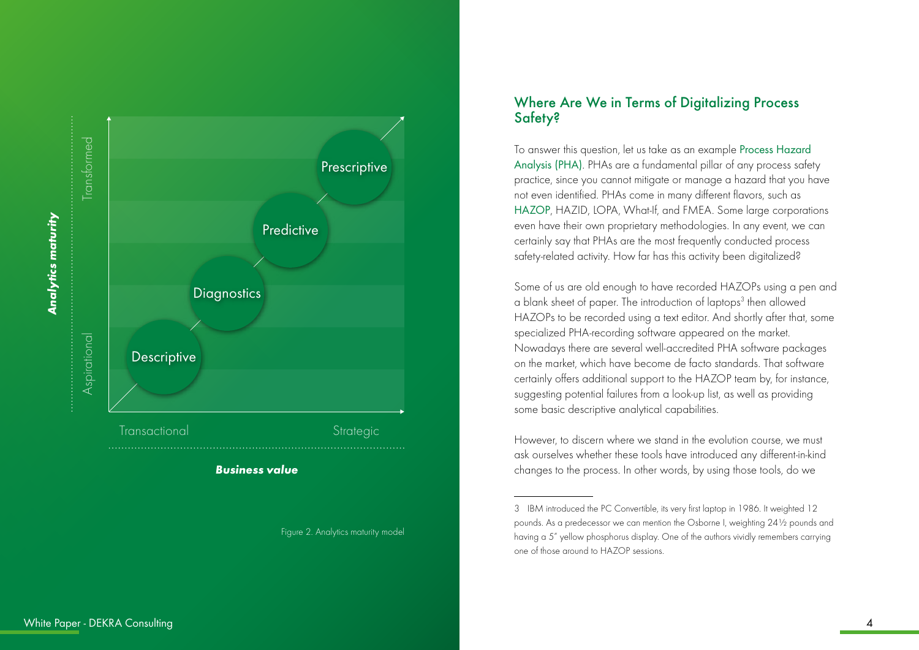Analytics maturity

Transformed

Aspirational

Prescriptive

Predictive

Diagnostics

Descriptive

Transactional

Strategic

Business value

Figure 2. Analytics maturity model

## Where Are We in Terms of Digitalizing Process Safety?

To answer this question, let us take as an example Process Hazard Analysis (PHA). PHAs are a fundamental pillar of any process safety practice, since you cannot mitigate or manage a hazard that you have not even identified. PHAs come in many different flavors, such as HAZOP, HAZID, LOPA, What-If, and FMEA. Some large corporations even have their own proprietary methodologies. In any event, we can certainly say that PHAs are the most frequently conducted process safety-related activity. How far has this activity been digitalized?

Some of us are old enough to have recorded HAZOPs using a pen and a blank sheet of paper. The introduction of laptops[3] then allowed HAZOPs to be recorded using a text editor. And shortly after that, some specialized PHA-recording software appeared on the market. Nowadays there are several well-accredited PHA software packages on the market, which have become de facto standards. That software certainly offers additional support to the HAZOP team by, for instance, suggesting potential failures from a look-up list, as well as providing some basic descriptive analytical capabilities.

However, to discern where we stand in the evolution course, we must ask ourselves whether these tools have introduced any different-in-kind changes to the process. In other words, by using those tools, do we

---

3 IBM introduced the PC Convertible, its very first laptop in 1986. It weighted 12 pounds. As a predecessor we can mention the Osborne I, weighting 24½ pounds and having a 5" yellow phosphorus display. One of the authors vividly remembers carrying one of those around to HAZOP sessions.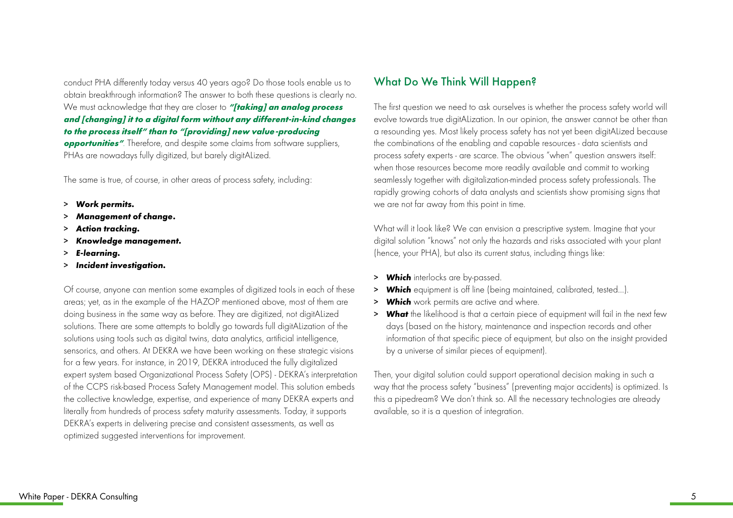conduct PHA differently today versus 40 years ago? Do those tools enable us to obtain breakthrough information? The answer to both these questions is clearly no. We must acknowledge that they are closer to ***"[taking] an analog process and [changing] it to a digital form without any different-in-kind changes to the process itself" than to "[providing] new value-producing opportunities"***. Therefore, and despite some claims from software suppliers, PHAs are nowadays fully digitized, but barely digitALized.

The same is true, of course, in other areas of process safety, including:

> ***Work permits.***
> ***Management of change.***
> ***Action tracking.***
> ***Knowledge management.***
> ***E-learning.***
> ***Incident investigation.***

Of course, anyone can mention some examples of digitized tools in each of these areas; yet, as in the example of the HAZOP mentioned above, most of them are doing business in the same way as before. They are digitized, not digitALized solutions. There are some attempts to boldly go towards full digitALization of the solutions using tools such as digital twins, data analytics, artificial intelligence, sensorics, and others. At DEKRA we have been working on these strategic visions for a few years. For instance, in 2019, DEKRA introduced the fully digitalized expert system based Organizational Process Safety (OPS) - DEKRA's interpretation of the CCPS risk-based Process Safety Management model. This solution embeds the collective knowledge, expertise, and experience of many DEKRA experts and literally from hundreds of process safety maturity assessments. Today, it supports DEKRA's experts in delivering precise and consistent assessments, as well as optimized suggested interventions for improvement.

## What Do We Think Will Happen?

The first question we need to ask ourselves is whether the process safety world will evolve towards true digitALization. In our opinion, the answer cannot be other than a resounding yes. Most likely process safety has not yet been digitALized because the combinations of the enabling and capable resources - data scientists and process safety experts - are scarce. The obvious "when" question answers itself: when those resources become more readily available and commit to working seamlessly together with digitalization-minded process safety professionals. The rapidly growing cohorts of data analysts and scientists show promising signs that we are not far away from this point in time.

What will it look like? We can envision a prescriptive system. Imagine that your digital solution "knows" not only the hazards and risks associated with your plant (hence, your PHA), but also its current status, including things like:

> ***Which*** interlocks are by-passed.
> ***Which*** equipment is off line (being maintained, calibrated, tested...).
> ***Which*** work permits are active and where.
> ***What*** the likelihood is that a certain piece of equipment will fail in the next few days (based on the history, maintenance and inspection records and other information of that specific piece of equipment, but also on the insight provided by a universe of similar pieces of equipment).

Then, your digital solution could support operational decision making in such a way that the process safety "business" (preventing major accidents) is optimized. Is this a pipedream? We don't think so. All the necessary technologies are already available, so it is a question of integration.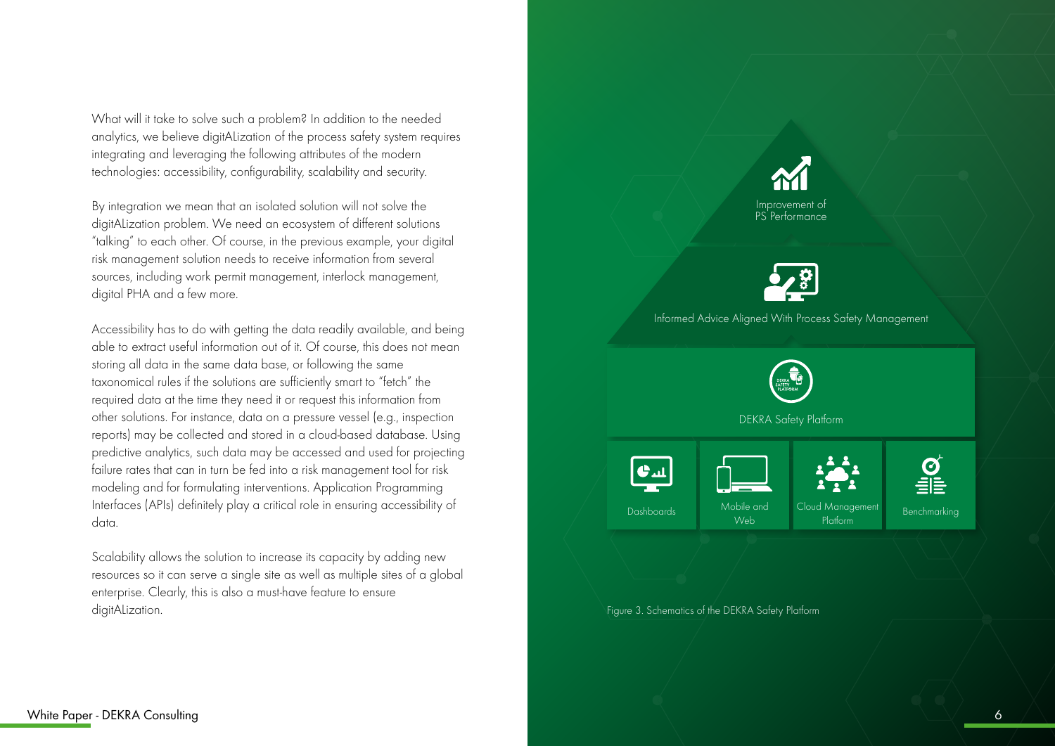What will it take to solve such a problem? In addition to the needed analytics, we believe digitALization of the process safety system requires integrating and leveraging the following attributes of the modern technologies: accessibility, configurability, scalability and security.

By integration we mean that an isolated solution will not solve the digitALization problem. We need an ecosystem of different solutions "talking" to each other. Of course, in the previous example, your digital risk management solution needs to receive information from several sources, including work permit management, interlock management, digital PHA and a few more.

Accessibility has to do with getting the data readily available, and being able to extract useful information out of it. Of course, this does not mean storing all data in the same data base, or following the same taxonomical rules if the solutions are sufficiently smart to "fetch" the required data at the time they need it or request this information from other solutions. For instance, data on a pressure vessel (e.g., inspection reports) may be collected and stored in a cloud-based database. Using predictive analytics, such data may be accessed and used for projecting failure rates that can in turn be fed into a risk management tool for risk modeling and for formulating interventions. Application Programming Interfaces (APIs) definitely play a critical role in ensuring accessibility of data.

Scalability allows the solution to increase its capacity by adding new resources so it can serve a single site as well as multiple sites of a global enterprise. Clearly, this is also a must-have feature to ensure digitALization.

Improvement of PS Performance

Informed Advice Aligned With Process Safety Management

DEKRA Safety Platform

Dashboards | Mobile and Web | Cloud Management Platform | Benchmarking

Figure 3. Schematics of the DEKRA Safety Platform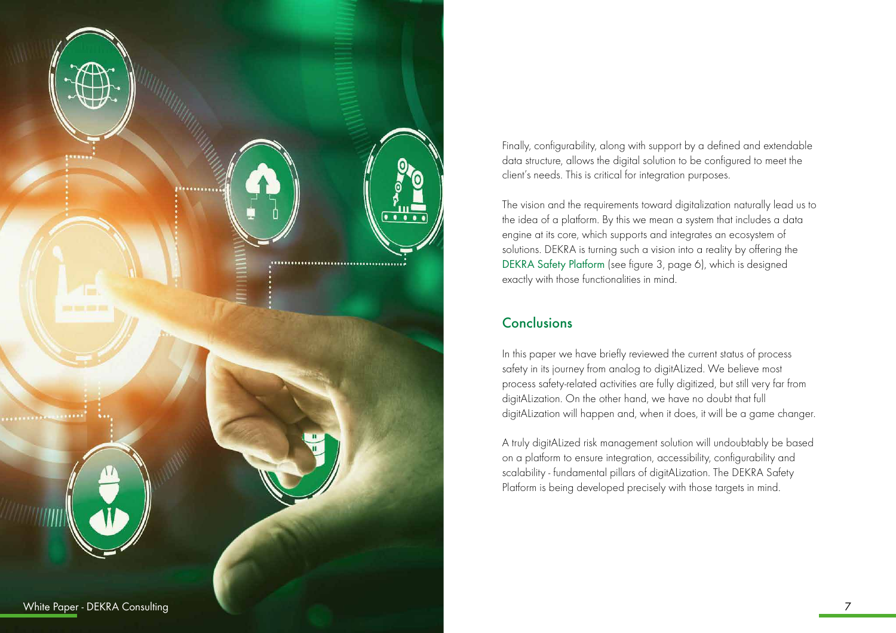Finally, configurability, along with support by a defined and extendable data structure, allows the digital solution to be configured to meet the client's needs. This is critical for integration purposes.

The vision and the requirements toward digitalization naturally lead us to the idea of a platform. By this we mean a system that includes a data engine at its core, which supports and integrates an ecosystem of solutions. DEKRA is turning such a vision into a reality by offering the DEKRA Safety Platform (see figure 3, page 6), which is designed exactly with those functionalities in mind.

## Conclusions

In this paper we have briefly reviewed the current status of process safety in its journey from analog to digitALized. We believe most process safety-related activities are fully digitized, but still very far from digitALization. On the other hand, we have no doubt that full digitALization will happen and, when it does, it will be a game changer.

A truly digitALized risk management solution will undoubtably be based on a platform to ensure integration, accessibility, configurability and scalability - fundamental pillars of digitALization. The DEKRA Safety Platform is being developed precisely with those targets in mind.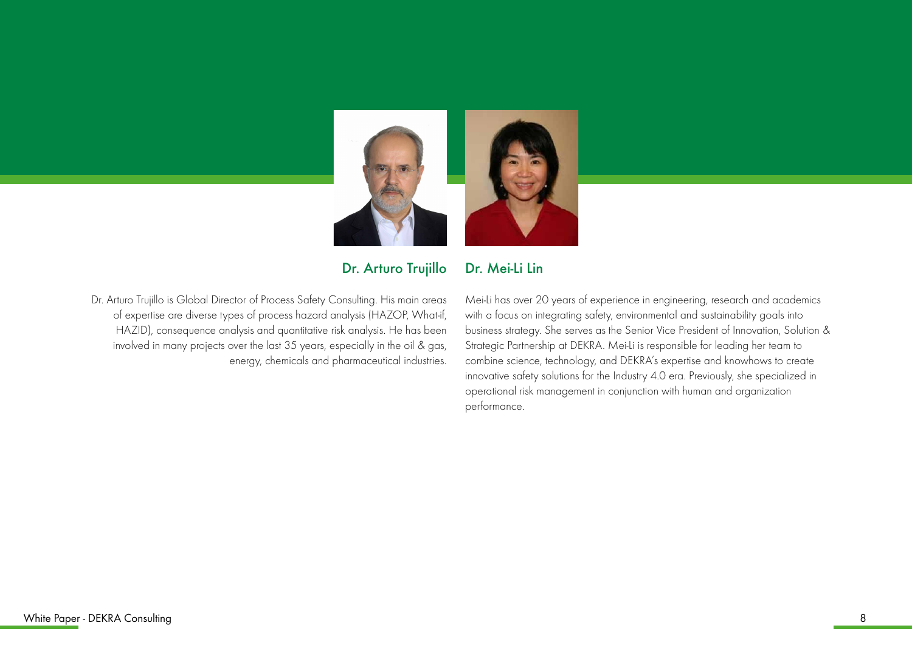### Dr. Arturo Trujillo

Dr. Arturo Trujillo is Global Director of Process Safety Consulting. His main areas of expertise are diverse types of process hazard analysis (HAZOP, What-if, HAZID), consequence analysis and quantitative risk analysis. He has been involved in many projects over the last 35 years, especially in the oil & gas, energy, chemicals and pharmaceutical industries.

### Dr. Mei-Li Lin

Mei-Li has over 20 years of experience in engineering, research and academics with a focus on integrating safety, environmental and sustainability goals into business strategy. She serves as the Senior Vice President of Innovation, Solution & Strategic Partnership at DEKRA. Mei-Li is responsible for leading her team to combine science, technology, and DEKRA's expertise and knowhows to create innovative safety solutions for the Industry 4.0 era. Previously, she specialized in operational risk management in conjunction with human and organization performance.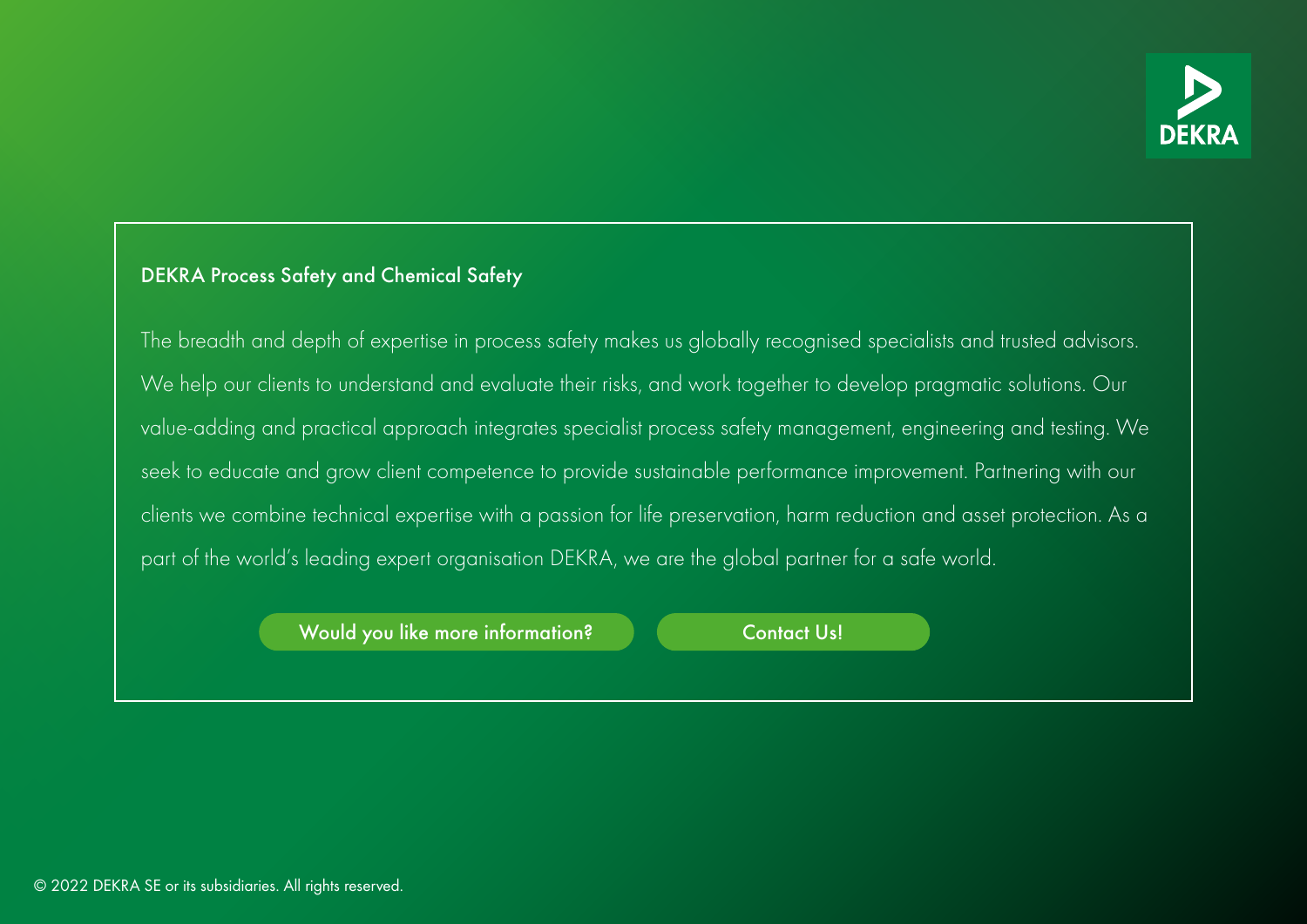DEKRA

## DEKRA Process Safety and Chemical Safety

The breadth and depth of expertise in process safety makes us globally recognised specialists and trusted advisors. We help our clients to understand and evaluate their risks, and work together to develop pragmatic solutions. Our value-adding and practical approach integrates specialist process safety management, engineering and testing. We seek to educate and grow client competence to provide sustainable performance improvement. Partnering with our clients we combine technical expertise with a passion for life preservation, harm reduction and asset protection. As a part of the world's leading expert organisation DEKRA, we are the global partner for a safe world.

Would you like more information? Contact Us!

© 2022 DEKRA SE or its subsidiaries. All rights reserved.